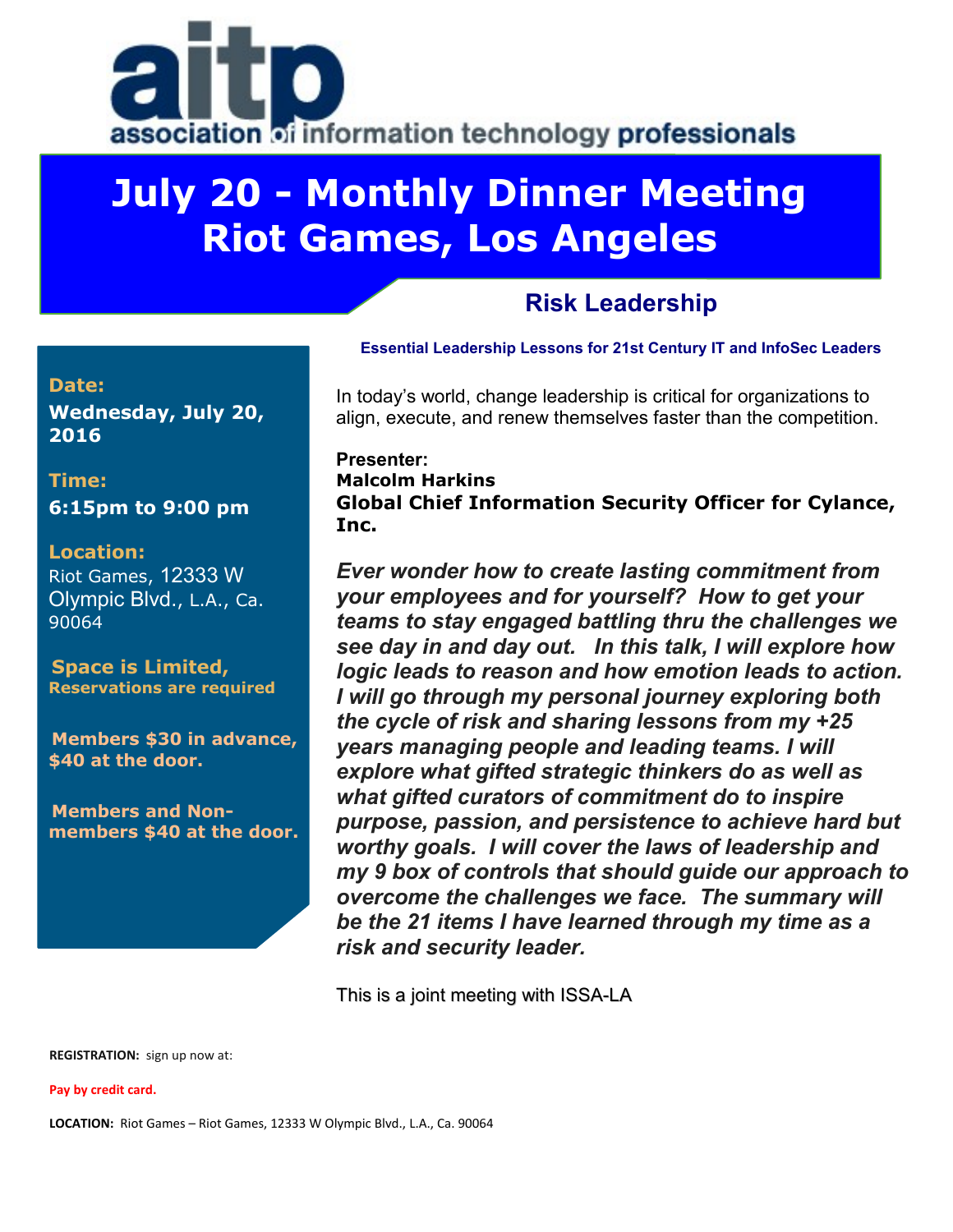aitp association of information technology professionals

# July 20 - Monthly Dinner Meeting
# Riot Games, Los Angeles

## Risk Leadership

**Essential Leadership Lessons for 21st Century IT and InfoSec Leaders**

**Date:**
**Wednesday, July 20, 2016**

**Time:**
**6:15pm to 9:00 pm**

**Location:**
Riot Games, 12333 W Olympic Blvd., L.A., Ca. 90064

**Space is Limited,**
**Reservations are required**

**Members $30 in advance, $40 at the door.**

**Members and Non-members $40 at the door.**

In today's world, change leadership is critical for organizations to align, execute, and renew themselves faster than the competition.

**Presenter:**
**Malcolm Harkins**
**Global Chief Information Security Officer for Cylance, Inc.**

***Ever wonder how to create lasting commitment from your employees and for yourself? How to get your teams to stay engaged battling thru the challenges we see day in and day out. In this talk, I will explore how logic leads to reason and how emotion leads to action. I will go through my personal journey exploring both the cycle of risk and sharing lessons from my +25 years managing people and leading teams. I will explore what gifted strategic thinkers do as well as what gifted curators of commitment do to inspire purpose, passion, and persistence to achieve hard but worthy goals. I will cover the laws of leadership and my 9 box of controls that should guide our approach to overcome the challenges we face. The summary will be the 21 items I have learned through my time as a risk and security leader.***

This is a joint meeting with ISSA-LA

**REGISTRATION:** sign up now at:

**Pay by credit card.**

**LOCATION:** Riot Games – Riot Games, 12333 W Olympic Blvd., L.A., Ca. 90064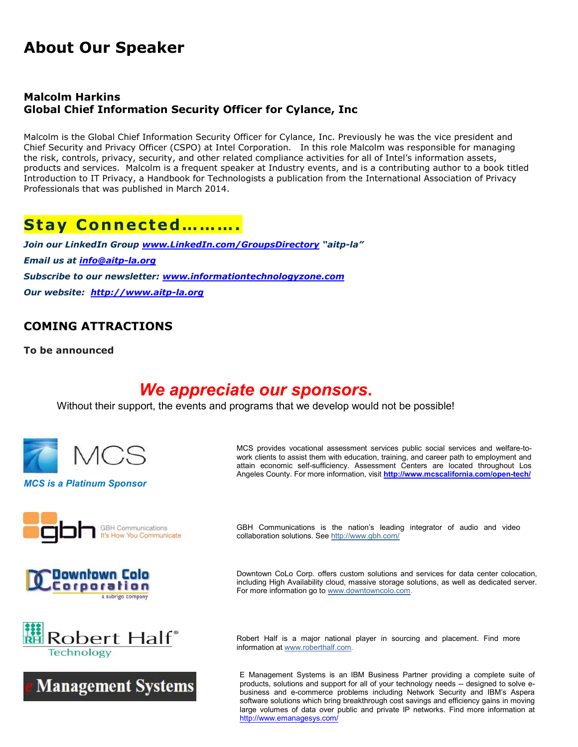# About Our Speaker

### Malcolm Harkins
### Global Chief Information Security Officer for Cylance, Inc

Malcolm is the Global Chief Information Security Officer for Cylance, Inc. Previously he was the vice president and Chief Security and Privacy Officer (CSPO) at Intel Corporation. In this role Malcolm was responsible for managing the risk, controls, privacy, security, and other related compliance activities for all of Intel's information assets, products and services. Malcolm is a frequent speaker at Industry events, and is a contributing author to a book titled Introduction to IT Privacy, a Handbook for Technologists a publication from the International Association of Privacy Professionals that was published in March 2014.

## Stay Connected……….

***Join our LinkedIn Group www.LinkedIn.com/GroupsDirectory "aitp-la"***

***Email us at info@aitp-la.org***

***Subscribe to our newsletter: www.informationtechnologyzone.com***

***Our website: http://www.aitp-la.org***

### COMING ATTRACTIONS

**To be announced**

## *We appreciate our sponsors.*

Without their support, the events and programs that we develop would not be possible!

MCS

***MCS is a Platinum Sponsor***

MCS provides vocational assessment services public social services and welfare-to-work clients to assist them with education, training, and career path to employment and attain economic self-sufficiency. Assessment Centers are located throughout Los Angeles County. For more information, visit **http://www.mcscalifornia.com/open-tech/**

gbh GBH Communications It's How You Communicate

GBH Communications is the nation's leading integrator of audio and video collaboration solutions. See http://www.gbh.com/

Downtown Colo Corporation a subrigo company

Downtown CoLo Corp. offers custom solutions and services for data center colocation, including High Availability cloud, massive storage solutions, as well as dedicated server. For more information go to www.downtowncolo.com.

Robert Half® Technology

Robert Half is a major national player in sourcing and placement. Find more information at www.roberthalf.com.

e Management Systems

E Management Systems is an IBM Business Partner providing a complete suite of products, solutions and support for all of your technology needs -- designed to solve e-business and e-commerce problems including Network Security and IBM's Aspera software solutions which bring breakthrough cost savings and efficiency gains in moving large volumes of data over public and private IP networks. Find more information at http://www.emanagesys.com/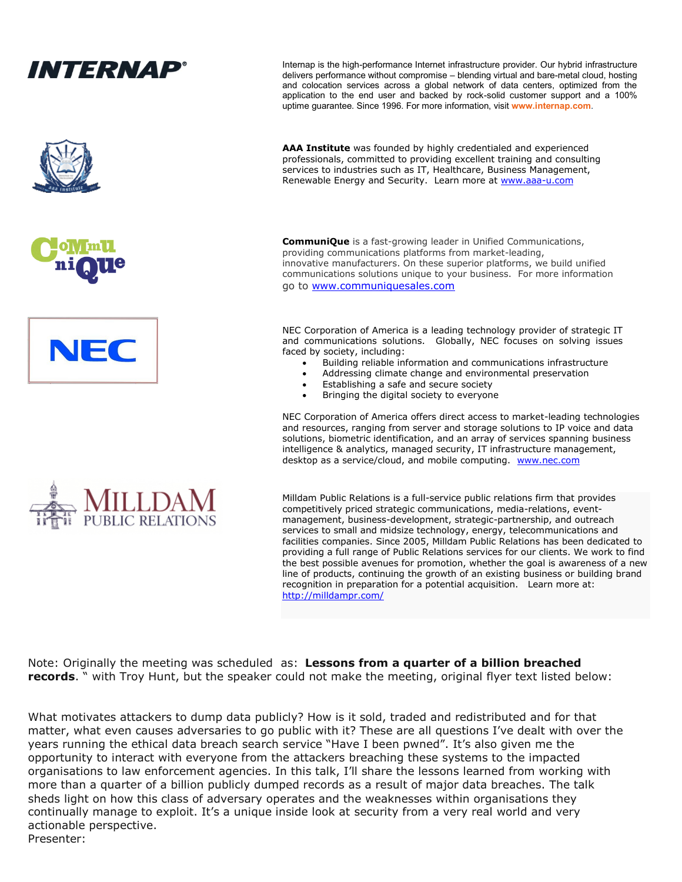Internap is the high-performance Internet infrastructure provider. Our hybrid infrastructure delivers performance without compromise – blending virtual and bare-metal cloud, hosting and colocation services across a global network of data centers, optimized from the application to the end user and backed by rock-solid customer support and a 100% uptime guarantee. Since 1996. For more information, visit www.internap.com.

**AAA Institute** was founded by highly credentialed and experienced professionals, committed to providing excellent training and consulting services to industries such as IT, Healthcare, Business Management, Renewable Energy and Security. Learn more at www.aaa-u.com

**CommuniQue** is a fast-growing leader in Unified Communications, providing communications platforms from market-leading, innovative manufacturers. On these superior platforms, we build unified communications solutions unique to your business. For more information go to www.communiquesales.com

NEC Corporation of America is a leading technology provider of strategic IT and communications solutions. Globally, NEC focuses on solving issues faced by society, including:

- Building reliable information and communications infrastructure
- Addressing climate change and environmental preservation
- Establishing a safe and secure society
- Bringing the digital society to everyone

NEC Corporation of America offers direct access to market-leading technologies and resources, ranging from server and storage solutions to IP voice and data solutions, biometric identification, and an array of services spanning business intelligence & analytics, managed security, IT infrastructure management, desktop as a service/cloud, and mobile computing. www.nec.com

Milldam Public Relations is a full-service public relations firm that provides competitively priced strategic communications, media-relations, event-management, business-development, strategic-partnership, and outreach services to small and midsize technology, energy, telecommunications and facilities companies. Since 2005, Milldam Public Relations has been dedicated to providing a full range of Public Relations services for our clients. We work to find the best possible avenues for promotion, whether the goal is awareness of a new line of products, continuing the growth of an existing business or building brand recognition in preparation for a potential acquisition. Learn more at: http://milldampr.com/

Note: Originally the meeting was scheduled as: **Lessons from a quarter of a billion breached records**. " with Troy Hunt, but the speaker could not make the meeting, original flyer text listed below:

What motivates attackers to dump data publicly? How is it sold, traded and redistributed and for that matter, what even causes adversaries to go public with it? These are all questions I've dealt with over the years running the ethical data breach search service "Have I been pwned". It's also given me the opportunity to interact with everyone from the attackers breaching these systems to the impacted organisations to law enforcement agencies. In this talk, I'll share the lessons learned from working with more than a quarter of a billion publicly dumped records as a result of major data breaches. The talk sheds light on how this class of adversary operates and the weaknesses within organisations they continually manage to exploit. It's a unique inside look at security from a very real world and very actionable perspective.
Presenter: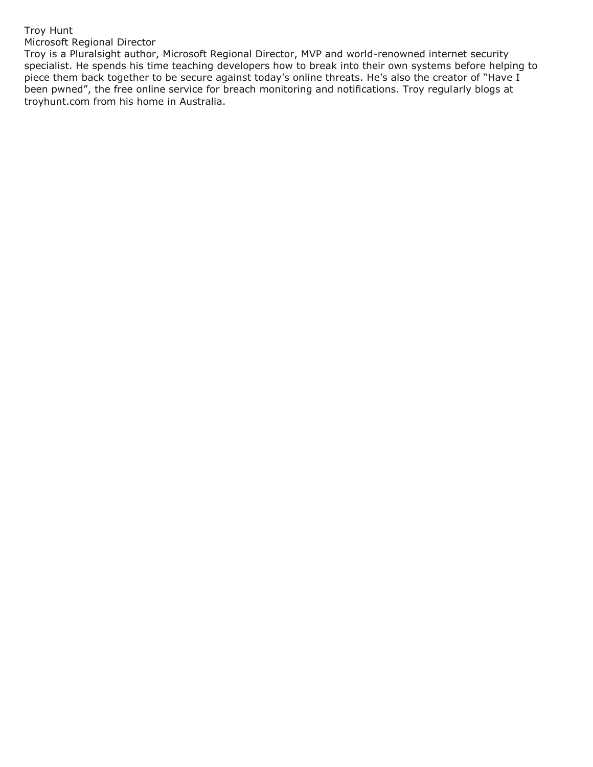Troy Hunt
Microsoft Regional Director
Troy is a Pluralsight author, Microsoft Regional Director, MVP and world-renowned internet security specialist. He spends his time teaching developers how to break into their own systems before helping to piece them back together to be secure against today's online threats. He's also the creator of "Have I been pwned", the free online service for breach monitoring and notifications. Troy regularly blogs at troyhunt.com from his home in Australia.